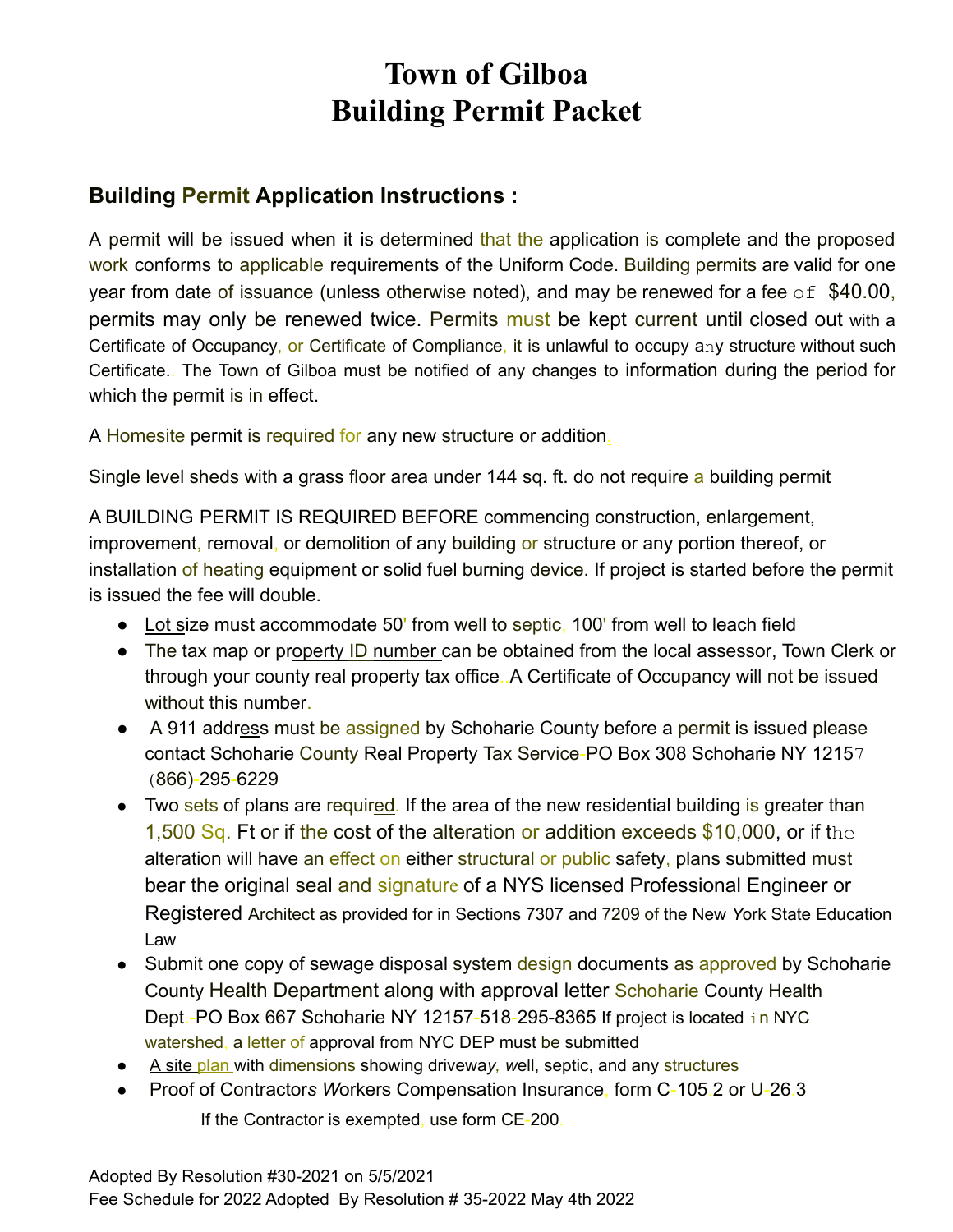# Town of Gilboa
# Building Permit Packet

## Building Permit Application Instructions :

A permit will be issued when it is determined that the application is complete and the proposed work conforms to applicable requirements of the Uniform Code. Building permits are valid for one year from date of issuance (unless otherwise noted), and may be renewed for a fee of $40.00, permits may only be renewed twice. Permits must be kept current until closed out with a Certificate of Occupancy, or Certificate of Compliance, it is unlawful to occupy any structure without such Certificate.. The Town of Gilboa must be notified of any changes to information during the period for which the permit is in effect.

A Homesite permit is required for any new structure or addition.

Single level sheds with a grass floor area under 144 sq. ft. do not require a building permit

A BUILDING PERMIT IS REQUIRED BEFORE commencing construction, enlargement, improvement, removal, or demolition of any building or structure or any portion thereof, or installation of heating equipment or solid fuel burning device. If project is started before the permit is issued the fee will double.

- Lot size must accommodate 50' from well to septic, 100' from well to leach field
- The tax map or property ID number can be obtained from the local assessor, Town Clerk or through your county real property tax office..A Certificate of Occupancy will not be issued without this number.
- A 911 address must be assigned by Schoharie County before a permit is issued please contact Schoharie County Real Property Tax Service-PO Box 308 Schoharie NY 12157 (866)-295-6229
- Two sets of plans are required. If the area of the new residential building is greater than 1,500 Sq. Ft or if the cost of the alteration or addition exceeds $10,000, or if the alteration will have an effect on either structural or public safety, plans submitted must bear the original seal and signature of a NYS licensed Professional Engineer or Registered Architect as provided for in Sections 7307 and 7209 of the New York State Education Law
- Submit one copy of sewage disposal system design documents as approved by Schoharie County Health Department along with approval letter Schoharie County Health Dept.-PO Box 667 Schoharie NY 12157-518-295-8365 If project is located in NYC watershed, a letter of approval from NYC DEP must be submitted
- A site plan with dimensions showing driveway, well, septic, and any structures
- Proof of Contractors Workers Compensation Insurance, form C-105.2 or U-26.3

  If the Contractor is exempted, use form CE-200.

Adopted By Resolution #30-2021 on 5/5/2021
Fee Schedule for 2022 Adopted By Resolution # 35-2022 May 4th 2022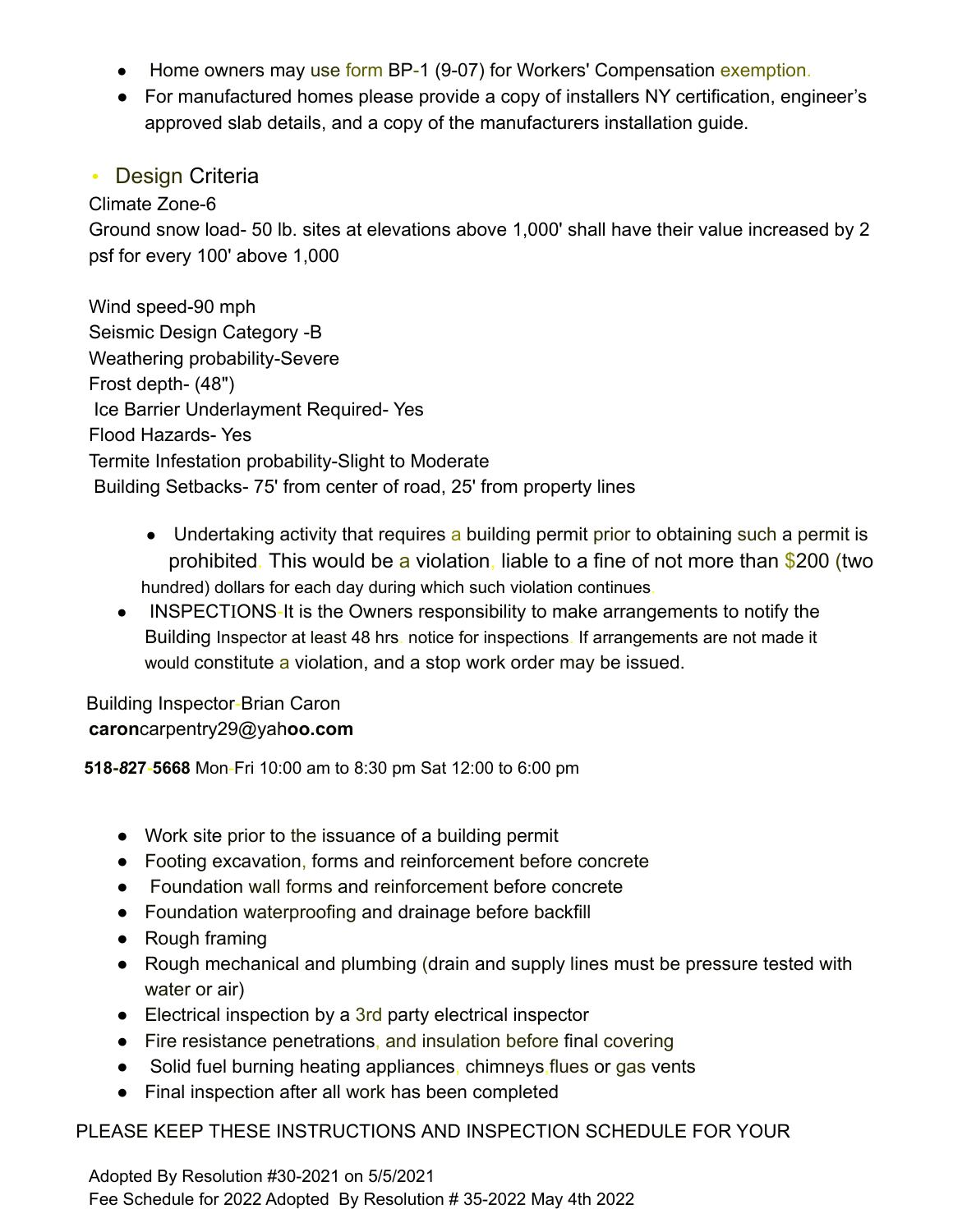- Home owners may use form BP-1 (9-07) for Workers' Compensation exemption.
- For manufactured homes please provide a copy of installers NY certification, engineer's approved slab details, and a copy of the manufacturers installation guide.

- Design Criteria

Climate Zone-6

Ground snow load- 50 lb. sites at elevations above 1,000' shall have their value increased by 2 psf for every 100' above 1,000

Wind speed-90 mph

Seismic Design Category -B

Weathering probability-Severe

Frost depth- (48")

Ice Barrier Underlayment Required- Yes

Flood Hazards- Yes

Termite Infestation probability-Slight to Moderate

Building Setbacks- 75' from center of road, 25' from property lines

- Undertaking activity that requires a building permit prior to obtaining such a permit is prohibited. This would be a violation, liable to a fine of not more than $200 (two hundred) dollars for each day during which such violation continues.
- INSPECTIONS-It is the Owners responsibility to make arrangements to notify the Building Inspector at least 48 hrs. notice for inspections. If arrangements are not made it would constitute a violation, and a stop work order may be issued.

Building Inspector-Brian Caron

**caron**carpentry29@yah**oo.com**

**518-827-5668** Mon-Fri 10:00 am to 8:30 pm Sat 12:00 to 6:00 pm

- Work site prior to the issuance of a building permit
- Footing excavation, forms and reinforcement before concrete
- Foundation wall forms and reinforcement before concrete
- Foundation waterproofing and drainage before backfill
- Rough framing
- Rough mechanical and plumbing (drain and supply lines must be pressure tested with water or air)
- Electrical inspection by a 3rd party electrical inspector
- Fire resistance penetrations, and insulation before final covering
- Solid fuel burning heating appliances, chimneys,flues or gas vents
- Final inspection after all work has been completed

PLEASE KEEP THESE INSTRUCTIONS AND INSPECTION SCHEDULE FOR YOUR

Adopted By Resolution #30-2021 on 5/5/2021

Fee Schedule for 2022 Adopted By Resolution # 35-2022 May 4th 2022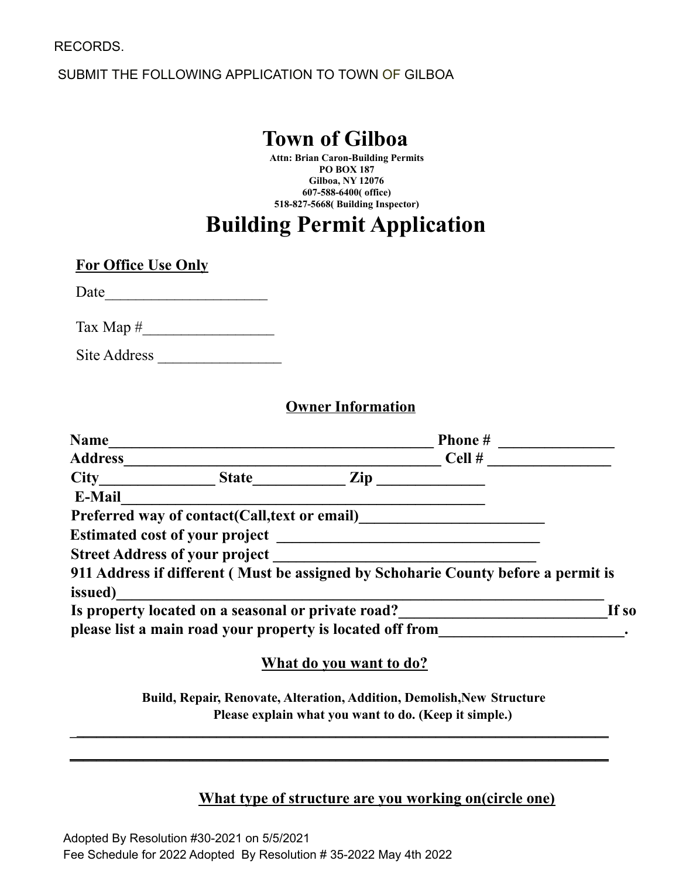RECORDS.

SUBMIT THE FOLLOWING APPLICATION TO TOWN OF GILBOA

# Town of Gilboa

**Attn: Brian Caron-Building Permits**
**PO BOX 187**
**Gilboa, NY 12076**
**607-588-6400( office)**
**518-827-5668( Building Inspector)**

# Building Permit Application

**For Office Use Only**

Date____________________

Tax Map #________________

Site Address _______________

## Owner Information

**Name__________________________________________ Phone # _______________**
**Address__________________________________________ Cell # ________________**
**City______________ State___________ Zip _____________**
**E-Mail_______________________________________________**
**Preferred way of contact(Call,text or email)_______________________**
**Estimated cost of your project _________________________________**
**Street Address of your project _________________________________**
**911 Address if different ( Must be assigned by Schoharie County before a permit is issued)________________________________________________________________**
**Is property located on a seasonal or private road?___________________________If so please list a main road your property is located off from_______________________.**

## What do you want to do?

**Build, Repair, Renovate, Alteration, Addition, Demolish,New Structure**
**Please explain what you want to do. (Keep it simple.)**

______________________________________________________________________

______________________________________________________________________

## What type of structure are you working on(circle one)

Adopted By Resolution #30-2021 on 5/5/2021
Fee Schedule for 2022 Adopted By Resolution # 35-2022 May 4th 2022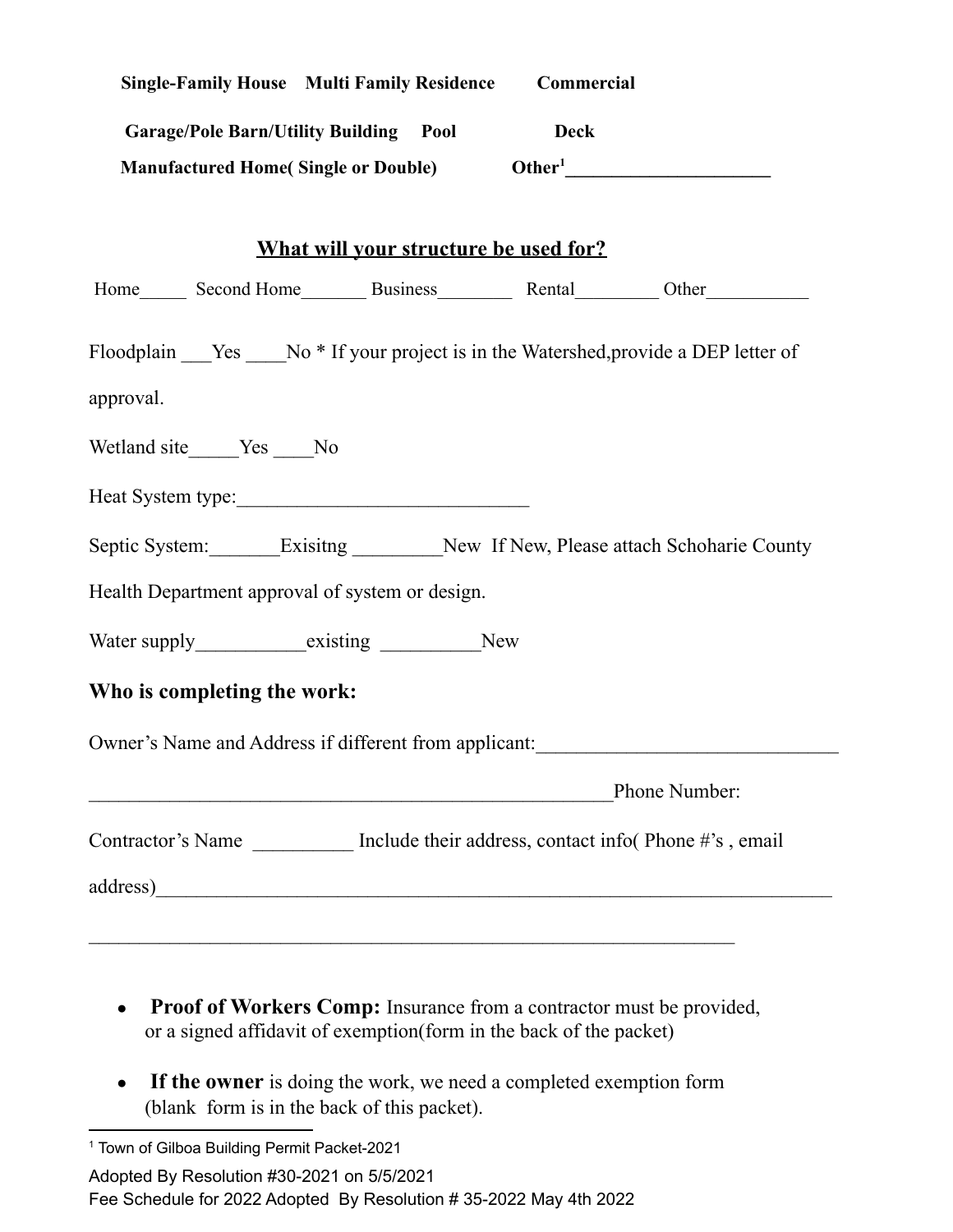**Single-Family House    Multi Family Residence    Commercial**

**Garage/Pole Barn/Utility Building    Pool    Deck**

**Manufactured Home( Single or Double)    Other[1]______________________**

**<u>What will your structure be used for?</u>**

Home_____ Second Home_______ Business________ Rental_________ Other___________

Floodplain ___Yes ____No * If your project is in the Watershed,provide a DEP letter of approval.

Wetland site_____Yes ____No

Heat System type:______________________________

Septic System:_______Exisitng _________New If New, Please attach Schoharie County Health Department approval of system or design.

Water supply___________existing __________New

### Who is completing the work:

Owner's Name and Address if different from applicant:______________________________

_____________________________________________________Phone Number:

Contractor's Name __________ Include their address, contact info( Phone #'s , email address)_____________________________________________________________________

_________________________________________________________________

- **Proof of Workers Comp:** Insurance from a contractor must be provided, or a signed affidavit of exemption(form in the back of the packet)
- **If the owner** is doing the work, we need a completed exemption form (blank form is in the back of this packet).

---

[1] Town of Gilboa Building Permit Packet-2021

Adopted By Resolution #30-2021 on 5/5/2021

Fee Schedule for 2022 Adopted By Resolution # 35-2022 May 4th 2022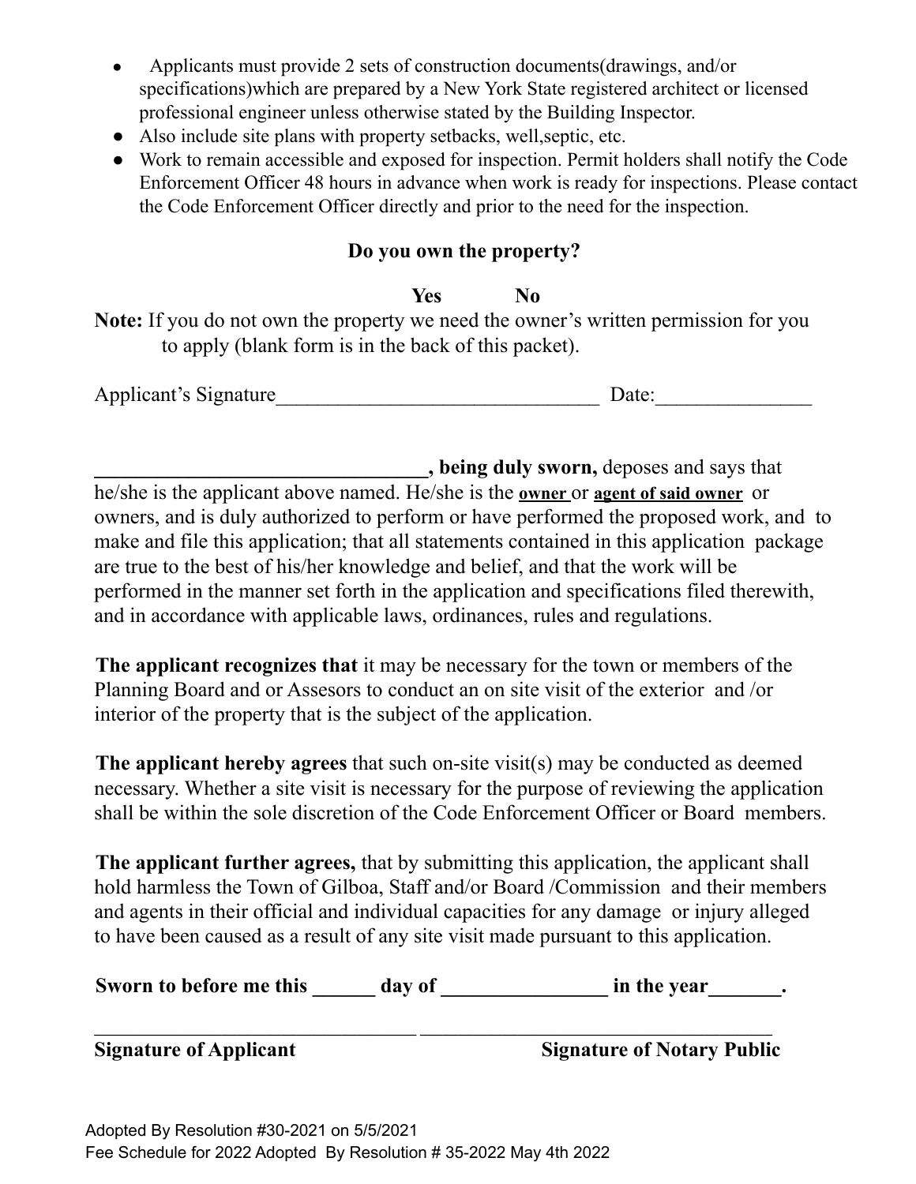- Applicants must provide 2 sets of construction documents(drawings, and/or specifications)which are prepared by a New York State registered architect or licensed professional engineer unless otherwise stated by the Building Inspector.
- Also include site plans with property setbacks, well,septic, etc.
- Work to remain accessible and exposed for inspection. Permit holders shall notify the Code Enforcement Officer 48 hours in advance when work is ready for inspections. Please contact the Code Enforcement Officer directly and prior to the need for the inspection.

**Do you own the property?**

**Yes** **No**

**Note:** If you do not own the property we need the owner's written permission for you to apply (blank form is in the back of this packet).

Applicant's Signature_______________________________ Date:_______________

________________________________**, being duly sworn,** deposes and says that he/she is the applicant above named. He/she is the **owner** or **agent of said owner** or owners, and is duly authorized to perform or have performed the proposed work, and to make and file this application; that all statements contained in this application package are true to the best of his/her knowledge and belief, and that the work will be performed in the manner set forth in the application and specifications filed therewith, and in accordance with applicable laws, ordinances, rules and regulations.

**The applicant recognizes that** it may be necessary for the town or members of the Planning Board and or Assesors to conduct an on site visit of the exterior and /or interior of the property that is the subject of the application.

**The applicant hereby agrees** that such on-site visit(s) may be conducted as deemed necessary. Whether a site visit is necessary for the purpose of reviewing the application shall be within the sole discretion of the Code Enforcement Officer or Board members.

**The applicant further agrees,** that by submitting this application, the applicant shall hold harmless the Town of Gilboa, Staff and/or Board /Commission and their members and agents in their official and individual capacities for any damage or injury alleged to have been caused as a result of any site visit made pursuant to this application.

**Sworn to before me this ______ day of ________________ in the year_______.**

________________________________ ____________________________________

**Signature of Applicant** **Signature of Notary Public**

Adopted By Resolution #30-2021 on 5/5/2021
Fee Schedule for 2022 Adopted By Resolution # 35-2022 May 4th 2022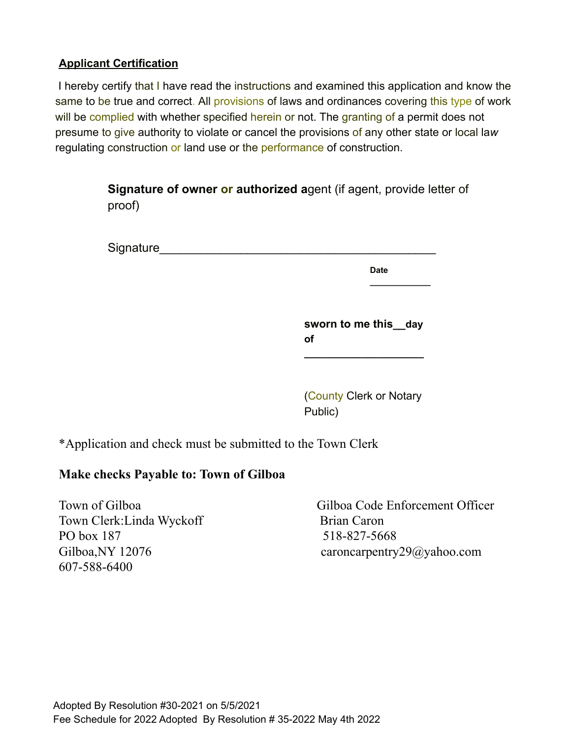**<u>Applicant Certification</u>**

I hereby certify that I have read the instructions and examined this application and know the same to be true and correct. All provisions of laws and ordinances covering this type of work will be complied with whether specified herein or not. The granting of a permit does not presume to give authority to violate or cancel the provisions of any other state or local law regulating construction or land use or the performance of construction.

**Signature of owner or authorized a**gent (if agent, provide letter of proof)

Signature_________________________________________

**Date**

___________

**sworn to me this__day of**

___________________

(County Clerk or Notary Public)

*Application and check must be submitted to the Town Clerk

**Make checks Payable to: Town of Gilboa**

Town of Gilboa
Town Clerk:Linda Wyckoff
PO box 187
Gilboa,NY 12076
607-588-6400

Gilboa Code Enforcement Officer
Brian Caron
518-827-5668
caroncarpentry29@yahoo.com

Adopted By Resolution #30-2021 on 5/5/2021
Fee Schedule for 2022 Adopted By Resolution # 35-2022 May 4th 2022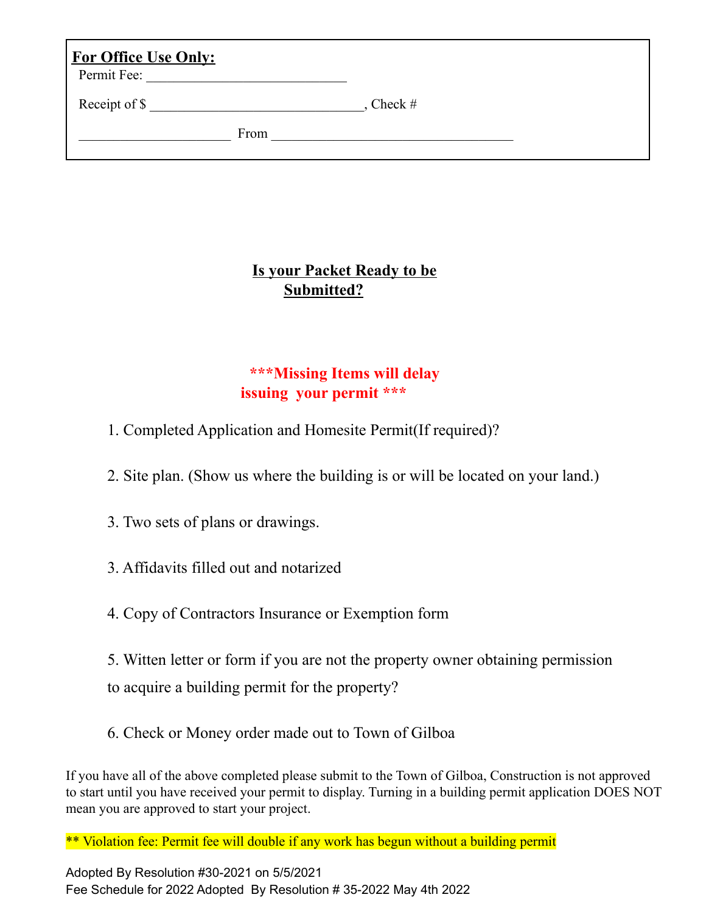**For Office Use Only:**

Permit Fee: _____________________________

Receipt of $ ______________________________, Check #

_____________________ From __________________________________

## Is your Packet Ready to be Submitted?

**\*\*\*Missing Items will delay issuing your permit \*\*\***

1. Completed Application and Homesite Permit(If required)?

2. Site plan. (Show us where the building is or will be located on your land.)

3. Two sets of plans or drawings.

3. Affidavits filled out and notarized

4. Copy of Contractors Insurance or Exemption form

5. Witten letter or form if you are not the property owner obtaining permission to acquire a building permit for the property?

6. Check or Money order made out to Town of Gilboa

If you have all of the above completed please submit to the Town of Gilboa, Construction is not approved to start until you have received your permit to display. Turning in a building permit application DOES NOT mean you are approved to start your project.

** Violation fee: Permit fee will double if any work has begun without a building permit

Adopted By Resolution #30-2021 on 5/5/2021
Fee Schedule for 2022 Adopted By Resolution # 35-2022 May 4th 2022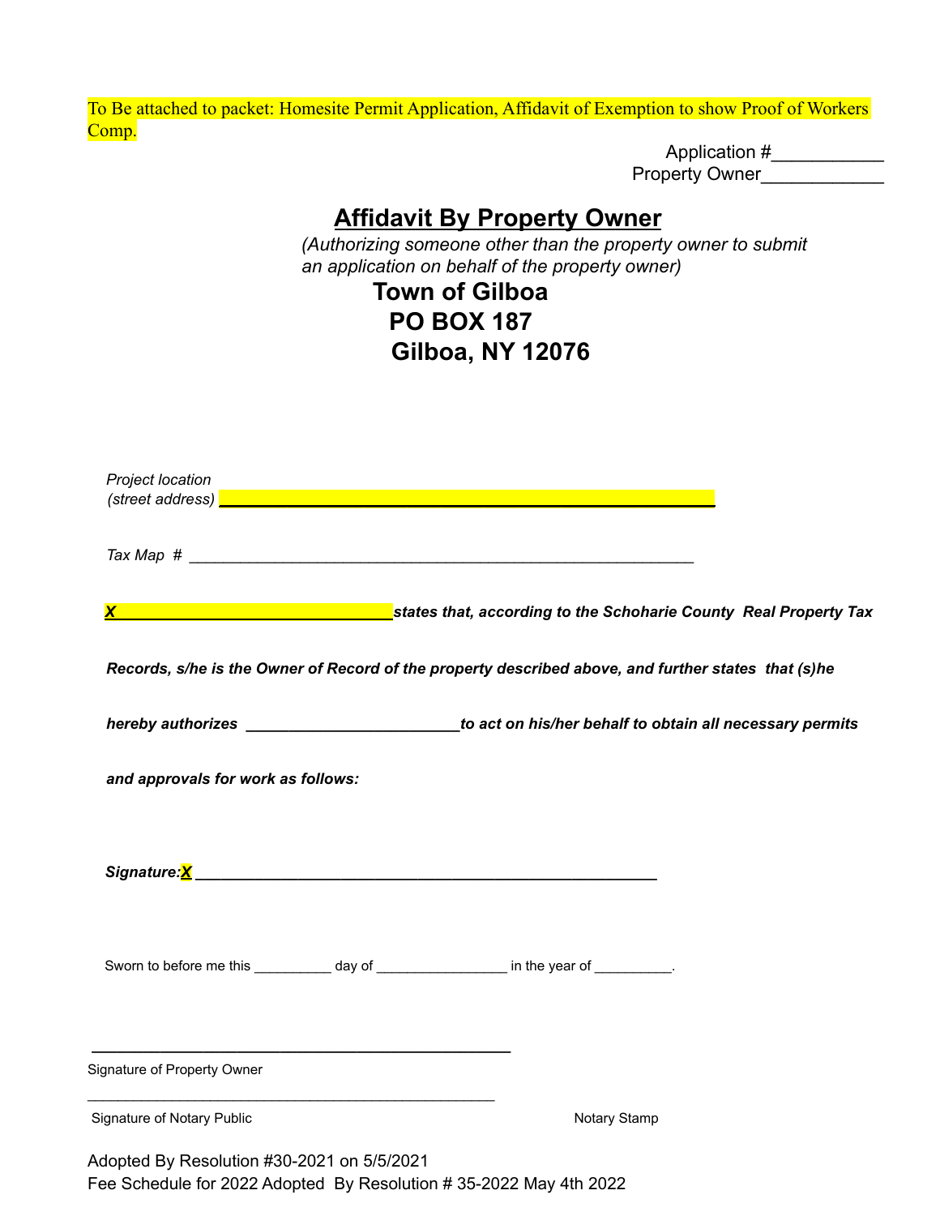To Be attached to packet: Homesite Permit Application, Affidavit of Exemption to show Proof of Workers Comp.

Application #___________
Property Owner____________

# Affidavit By Property Owner

*(Authorizing someone other than the property owner to submit an application on behalf of the property owner)*

**Town of Gilboa**
**PO BOX 187**
**Gilboa, NY 12076**

*Project location*
*(street address)* ________________________________________________________

*Tax Map #* ____________________________________________________________

***X*** ________________________________ ***states that, according to the Schoharie County Real Property Tax Records, s/he is the Owner of Record of the property described above, and further states that (s)he hereby authorizes*** _________________________ ***to act on his/her behalf to obtain all necessary permits and approvals for work as follows:***

***Signature:X*** ______________________________________________________

Sworn to before me this __________ day of _________________ in the year of __________.

_______________________________________________
Signature of Property Owner

_______________________________________________
Signature of Notary Public

Notary Stamp

Adopted By Resolution #30-2021 on 5/5/2021
Fee Schedule for 2022 Adopted By Resolution # 35-2022 May 4th 2022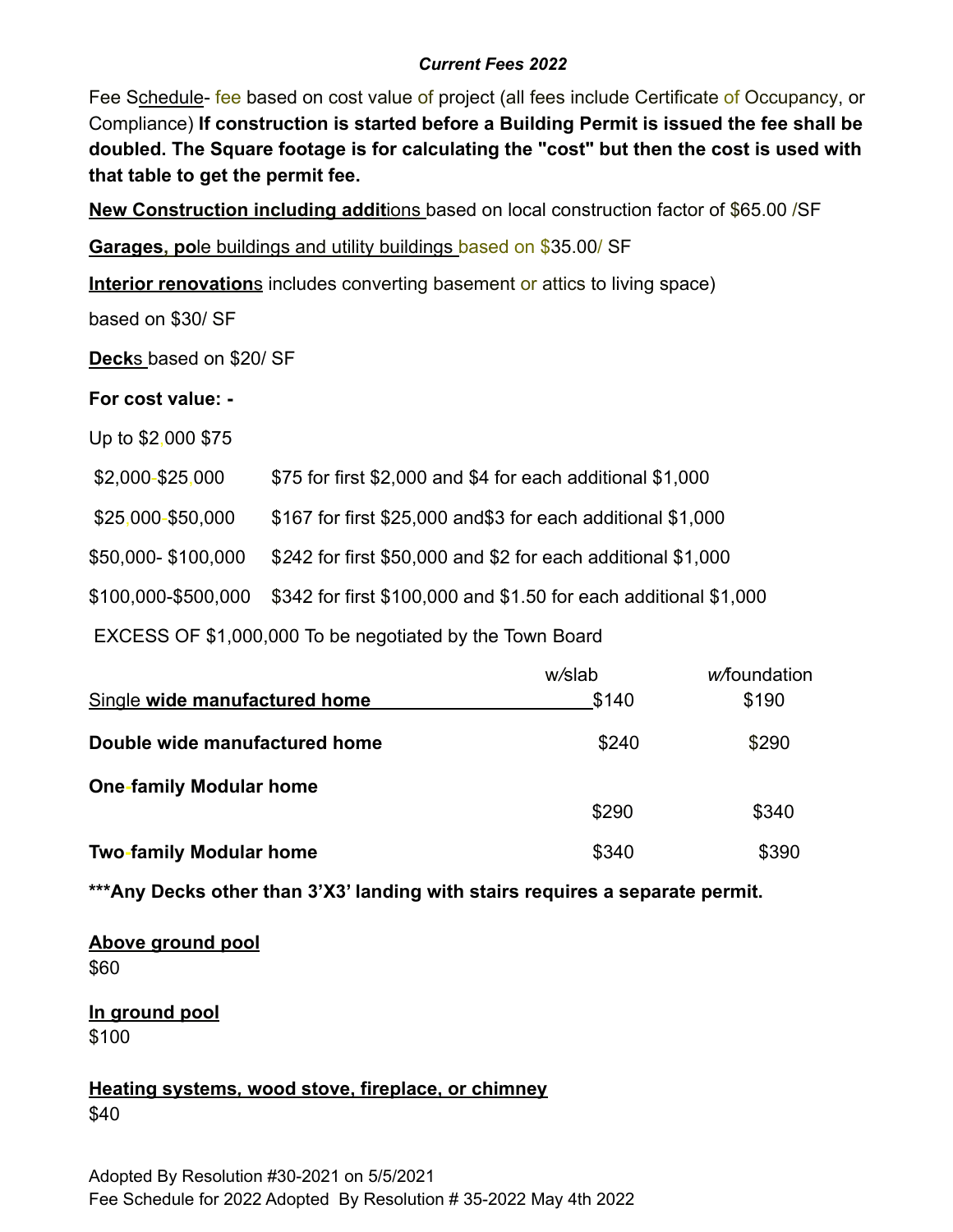***Current Fees 2022***

Fee Schedule- fee based on cost value of project (all fees include Certificate of Occupancy, or Compliance) **If construction is started before a Building Permit is issued the fee shall be doubled. The Square footage is for calculating the "cost" but then the cost is used with that table to get the permit fee.**

**New Construction including additions** based on local construction factor of $65.00 /SF

**Garages, pole buildings and utility buildings** based on $35.00/ SF

**Interior renovations** includes converting basement or attics to living space)

based on $30/ SF

**Decks** based on $20/ SF

**For cost value: -**

Up to $2,000 $75

| | |
|---|---|
| $2,000-$25,000 | $75 for first $2,000 and $4 for each additional $1,000 |
| $25,000-$50,000 | $167 for first $25,000 and$3 for each additional $1,000 |
| $50,000- $100,000 | $242 for first $50,000 and $2 for each additional $1,000 |
| $100,000-$500,000 | $342 for first $100,000 and $1.50 for each additional $1,000 |

EXCESS OF $1,000,000 To be negotiated by the Town Board

| | w/slab | w/foundation |
|---|---|---|
| Single **wide manufactured home** | $140 | $190 |
| **Double wide manufactured home** | $240 | $290 |
| **One-family Modular home** | $290 | $340 |
| **Two-family Modular home** | $340 | $390 |

**\*\*\*Any Decks other than 3'X3' landing with stairs requires a separate permit.**

**Above ground pool**
$60

**In ground pool**
$100

**Heating systems, wood stove, fireplace, or chimney**
$40

Adopted By Resolution #30-2021 on 5/5/2021
Fee Schedule for 2022 Adopted By Resolution # 35-2022 May 4th 2022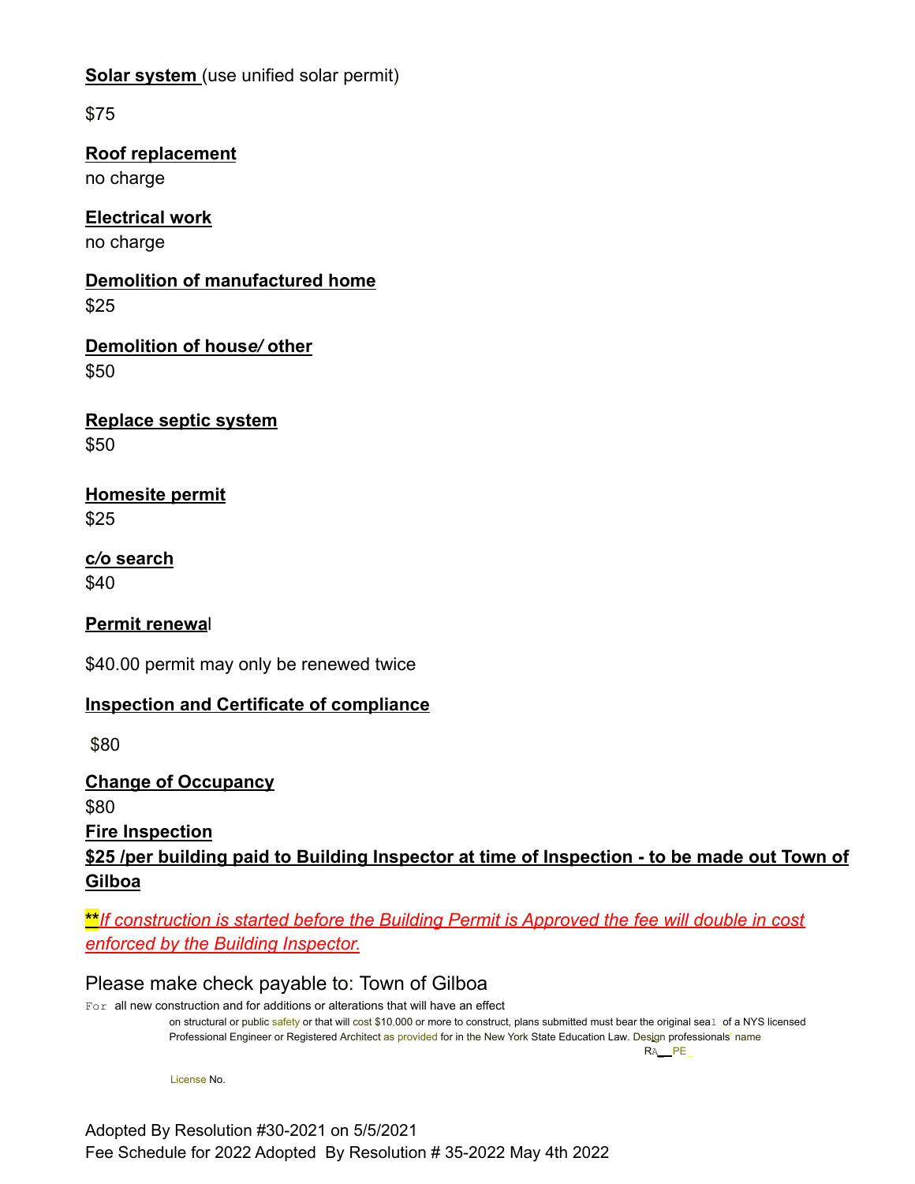**Solar system** (use unified solar permit)

$75

**Roof replacement**
no charge

**Electrical work**
no charge

**Demolition of manufactured home**
$25

**Demolition of house/ other**
$50

**Replace septic system**
$50

**Homesite permit**
$25

**c/o search**
$40

**Permit renewal**

$40.00 permit may only be renewed twice

**Inspection and Certificate of compliance**

$80

**Change of Occupancy**
$80

**Fire Inspection**
**$25 /per building paid to Building Inspector at time of Inspection - to be made out Town of Gilboa**

***\*If construction is started before the Building Permit is Approved the fee will double in cost enforced by the Building Inspector.***

Please make check payable to: Town of Gilboa

For all new construction and for additions or alterations that will have an effect on structural or public safety or that will cost $10,000 or more to construct, plans submitted must bear the original seal of a NYS licensed Professional Engineer or Registered Architect as provided for in the New York State Education Law. Design professionals' name

RA__PE_

License No.

Adopted By Resolution #30-2021 on 5/5/2021
Fee Schedule for 2022 Adopted By Resolution # 35-2022 May 4th 2022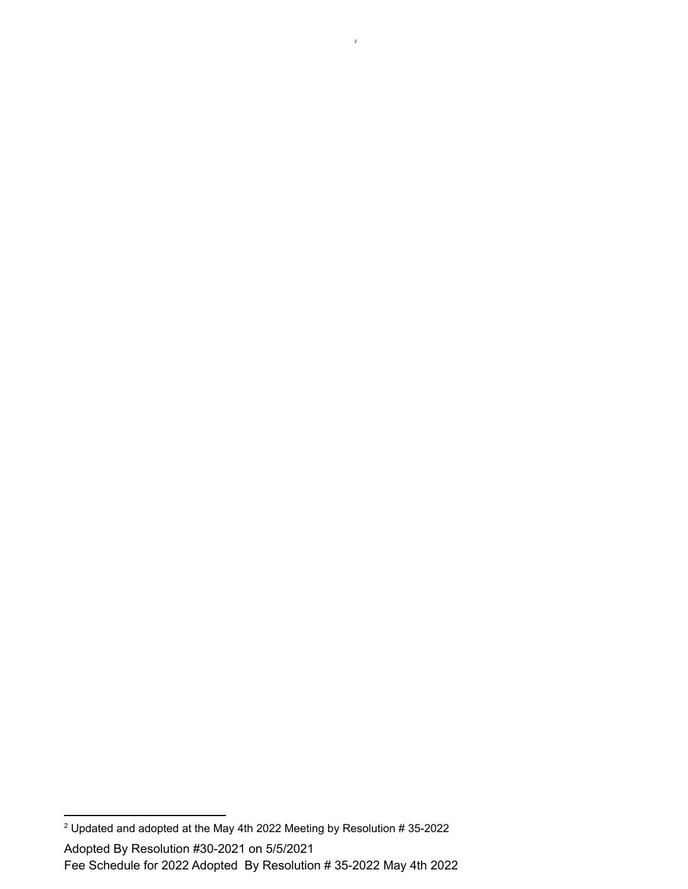[2] Updated and adopted at the May 4th 2022 Meeting by Resolution # 35-2022

Adopted By Resolution #30-2021 on 5/5/2021

Fee Schedule for 2022 Adopted By Resolution # 35-2022 May 4th 2022